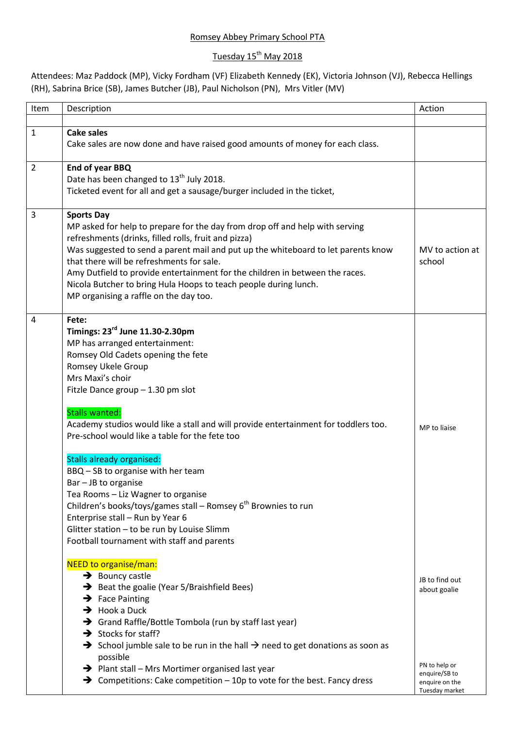Romsey Abbey Primary School PTA

Tuesday 15th May 2018

Attendees: Maz Paddock (MP), Vicky Fordham (VF) Elizabeth Kennedy (EK), Victoria Johnson (VJ), Rebecca Hellings (RH), Sabrina Brice (SB), James Butcher (JB), Paul Nicholson (PN), Mrs Vitler (MV)

| Item | Description | Action |
|---|---|---|
| | | |
| 1 | **Cake sales**<br>Cake sales are now done and have raised good amounts of money for each class. | |
| 2 | **End of year BBQ**<br>Date has been changed to 13th July 2018.<br>Ticketed event for all and get a sausage/burger included in the ticket, | |
| 3 | **Sports Day**<br>MP asked for help to prepare for the day from drop off and help with serving refreshments (drinks, filled rolls, fruit and pizza)<br>Was suggested to send a parent mail and put up the whiteboard to let parents know that there will be refreshments for sale.<br>Amy Dutfield to provide entertainment for the children in between the races.<br>Nicola Butcher to bring Hula Hoops to teach people during lunch.<br>MP organising a raffle on the day too. | MV to action at school |
| 4 | **Fete:**<br>**Timings: 23rd June 11.30-2.30pm**<br>MP has arranged entertainment:<br>Romsey Old Cadets opening the fete<br>Romsey Ukele Group<br>Mrs Maxi's choir<br>Fitzle Dance group – 1.30 pm slot<br><br>Stalls wanted:<br>Academy studios would like a stall and will provide entertainment for toddlers too.<br>Pre-school would like a table for the fete too<br><br>Stalls already organised:<br>BBQ – SB to organise with her team<br>Bar – JB to organise<br>Tea Rooms – Liz Wagner to organise<br>Children's books/toys/games stall – Romsey 6th Brownies to run<br>Enterprise stall – Run by Year 6<br>Glitter station – to be run by Louise Slimm<br>Football tournament with staff and parents<br><br>NEED to organise/man:<br>→ Bouncy castle<br>→ Beat the goalie (Year 5/Braishfield Bees)<br>→ Face Painting<br>→ Hook a Duck<br>→ Grand Raffle/Bottle Tombola (run by staff last year)<br>→ Stocks for staff?<br>→ School jumble sale to be run in the hall → need to get donations as soon as possible<br>→ Plant stall – Mrs Mortimer organised last year<br>→ Competitions: Cake competition – 10p to vote for the best. Fancy dress | MP to liaise<br><br>JB to find out about goalie<br><br>PN to help or enquire/SB to enquire on the Tuesday market |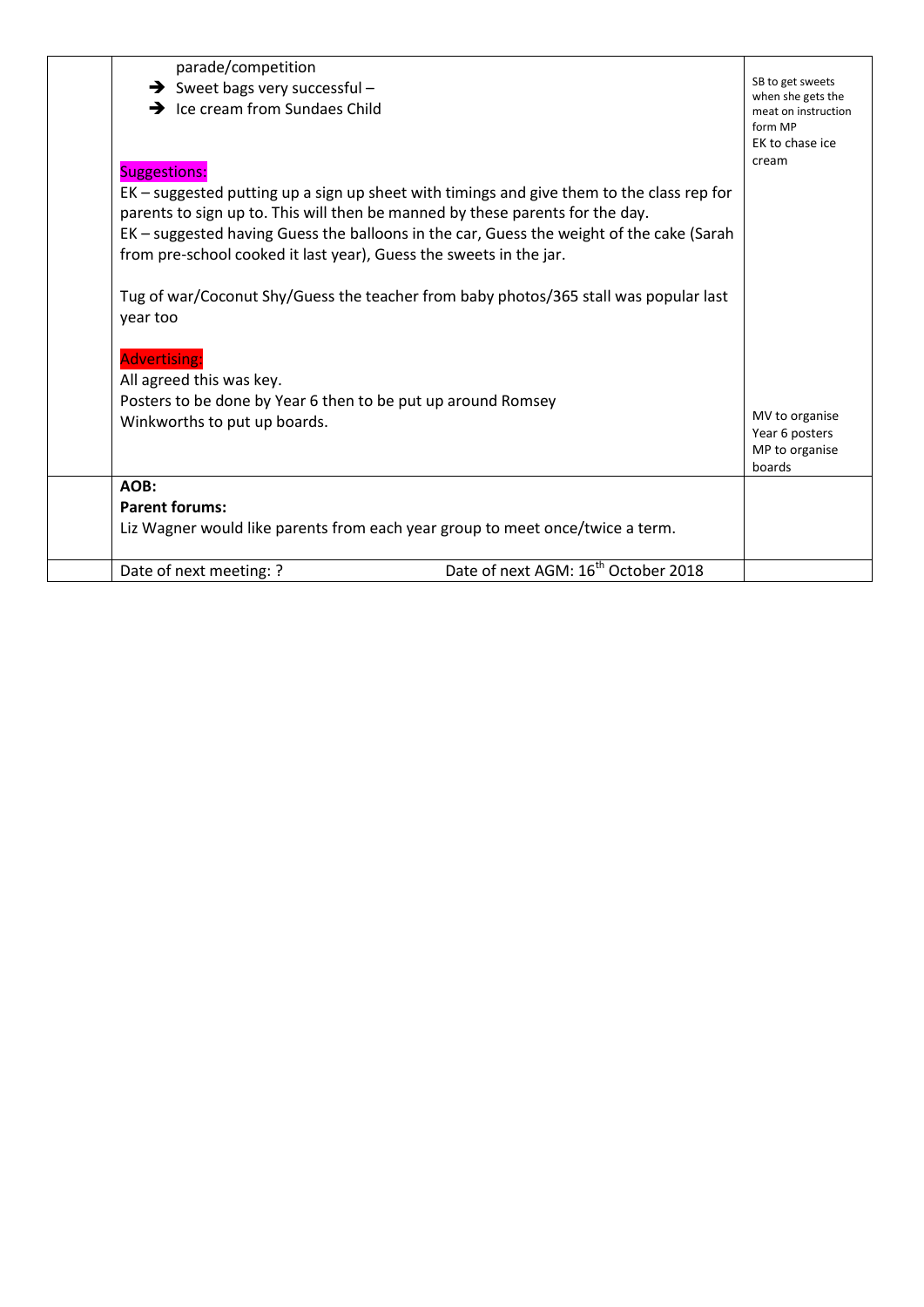| | | |
|---|---|---|
| | parade/competition<br>→ Sweet bags very successful –<br>→ Ice cream from Sundaes Child<br><br>Suggestions:<br>EK – suggested putting up a sign up sheet with timings and give them to the class rep for parents to sign up to. This will then be manned by these parents for the day.<br>EK – suggested having Guess the balloons in the car, Guess the weight of the cake (Sarah from pre-school cooked it last year), Guess the sweets in the jar.<br><br>Tug of war/Coconut Shy/Guess the teacher from baby photos/365 stall was popular last year too<br><br>Advertising:<br>All agreed this was key.<br>Posters to be done by Year 6 then to be put up around Romsey<br>Winkworths to put up boards. | SB to get sweets when she gets the meat on instruction form MP<br>EK to chase ice cream<br><br>MV to organise Year 6 posters<br>MP to organise boards |
| | **AOB:**<br>**Parent forums:**<br>Liz Wagner would like parents from each year group to meet once/twice a term. | |
| | Date of next meeting: ? Date of next AGM: 16th October 2018 | |